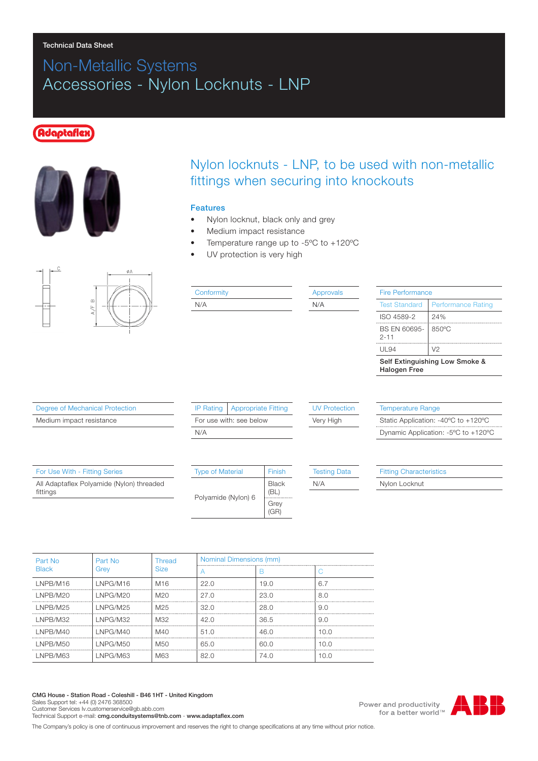Technical Data Sheet

# Non-Metallic Systems
# Accessories - Nylon Locknuts - LNP

Adaptaflex

## Nylon locknuts - LNP, to be used with non-metallic fittings when securing into knockouts

### Features

- Nylon locknut, black only and grey
- Medium impact resistance
- Temperature range up to -5ºC to +120ºC
- UV protection is very high

| Conformity |
|---|
| N/A |

| Approvals |
|---|
| N/A |

| Fire Performance | |
|---|---|
| Test Standard | Performance Rating |
| ISO 4589-2 | 24% |
| BS EN 60695-2-11 | 850ºC |
| UL94 | V2 |
| **Self Extinguishing Low Smoke & Halogen Free** | |

| Degree of Mechanical Protection |
|---|
| Medium impact resistance |

| IP Rating | Appropriate Fitting |
|---|---|
| For use with: see below | |
| N/A | |

| UV Protection |
|---|
| Very High |

| Temperature Range |
|---|
| Static Application: -40ºC to +120ºC |
| Dynamic Application: -5ºC to +120ºC |

| For Use With - Fitting Series |
|---|
| All Adaptaflex Polyamide (Nylon) threaded fittings |

| Type of Material | Finish |
|---|---|
| Polyamide (Nylon) 6 | Black (BL) |
| | Grey (GR) |

| Testing Data |
|---|
| N/A |

| Fitting Characteristics |
|---|
| Nylon Locknut |

| Part No Black | Part No Grey | Thread Size | Nominal Dimensions (mm) | | |
|---|---|---|---|---|---|
| | | | A | B | C |
| LNPB/M16 | LNPG/M16 | M16 | 22.0 | 19.0 | 6.7 |
| LNPB/M20 | LNPG/M20 | M20 | 27.0 | 23.0 | 8.0 |
| LNPB/M25 | LNPG/M25 | M25 | 32.0 | 28.0 | 9.0 |
| LNPB/M32 | LNPG/M32 | M32 | 42.0 | 36.5 | 9.0 |
| LNPB/M40 | LNPG/M40 | M40 | 51.0 | 46.0 | 10.0 |
| LNPB/M50 | LNPG/M50 | M50 | 65.0 | 60.0 | 10.0 |
| LNPB/M63 | LNPG/M63 | M63 | 82.0 | 74.0 | 10.0 |

**CMG House - Station Road - Coleshill - B46 1HT - United Kingdom**
Sales Support tel: +44 (0) 2476 368500
Customer Services lv.customerservice@gb.abb.com
Technical Support e-mail: **cmg.conduitsystems@tnb.com** - **www.adaptaflex.com**

Power and productivity for a better world™ ABB

The Company's policy is one of continuous improvement and reserves the right to change specifications at any time without prior notice.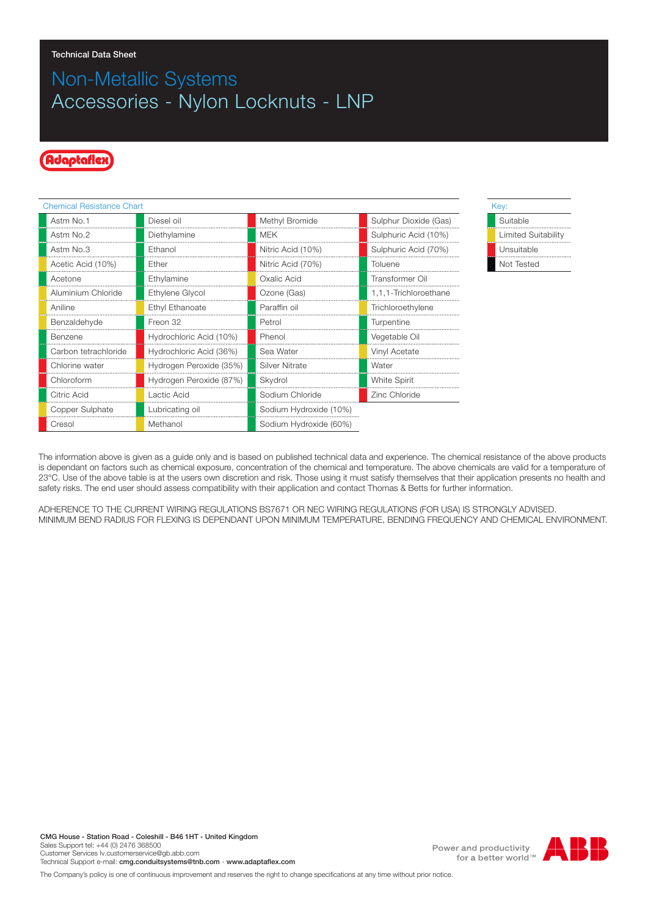Technical Data Sheet

# Non-Metallic Systems
## Accessories - Nylon Locknuts - LNP

Adaptaflex

### Chemical Resistance Chart

Chemical suitability is shown by a colour marker beside each chemical in the printed chart; the colour is given here in words in the Rating column.

| Chemical | Rating | Chemical | Rating | Chemical | Rating | Chemical | Rating |
|---|---|---|---|---|---|---|---|
| Astm No.1 | Suitable | Diesel oil | Suitable | Methyl Bromide | Unsuitable | Sulphur Dioxide (Gas) | Unsuitable |
| Astm No.2 | Suitable | Diethylamine | Suitable | MEK | Suitable | Sulphuric Acid (10%) | Unsuitable |
| Astm No.3 | Suitable | Ethanol | Suitable | Nitric Acid (10%) | Unsuitable | Sulphuric Acid (70%) | Unsuitable |
| Acetic Acid (10%) | Limited Suitability | Ether | Suitable | Nitric Acid (70%) | Unsuitable | Toluene | Suitable |
| Acetone | Suitable | Ethylamine | Suitable | Oxalic Acid | Limited Suitability | Transformer Oil | Suitable |
| Aluminium Chloride | Limited Suitability | Ethylene Glycol | Suitable | Ozone (Gas) | Unsuitable | 1,1,1-Trichloroethane | Suitable |
| Aniline | Suitable | Ethyl Ethanoate | Suitable | Paraffin oil | Suitable | Trichloroethylene | Suitable |
| Benzaldehyde | Limited Suitability | Freon 32 | Suitable | Petrol | Suitable | Turpentine | Suitable |
| Benzene | Suitable | Hydrochloric Acid (10%) | Limited Suitability | Phenol | Unsuitable | Vegetable Oil | Suitable |
| Carbon tetrachloride | Suitable | Hydrochloric Acid (36%) | Unsuitable | Sea Water | Suitable | Vinyl Acetate | Suitable |
| Chlorine water | Unsuitable | Hydrogen Peroxide (35%) | Limited Suitability | Silver Nitrate | Suitable | Water | Suitable |
| Chloroform | Unsuitable | Hydrogen Peroxide (87%) | Unsuitable | Skydrol | Suitable | White Spirit | Suitable |
| Citric Acid | Suitable | Lactic Acid | Suitable | Sodium Chloride | Suitable | Zinc Chloride | Suitable |
| Copper Sulphate | Limited Suitability | Lubricating oil | Suitable | Sodium Hydroxide (10%) | Suitable | | |
| Cresol | Unsuitable | Methanol | Limited Suitability | Sodium Hydroxide (60%) | Suitable | | |

Key:

| Colour | Meaning |
|---|---|
| Green | Suitable |
| Yellow | Limited Suitability |
| Red | Unsuitable |
| Black | Not Tested |

The information above is given as a guide only and is based on published technical data and experience. The chemical resistance of the above products is dependant on factors such as chemical exposure, concentration of the chemical and temperature. The above chemicals are valid for a temperature of 23°C. Use of the above table is at the users own discretion and risk. Those using it must satisfy themselves that their application presents no health and safety risks. The end user should assess compatibility with their application and contact Thomas & Betts for further information.

ADHERENCE TO THE CURRENT WIRING REGULATIONS BS7671 OR NEC WIRING REGULATIONS (FOR USA) IS STRONGLY ADVISED.
MINIMUM BEND RADIUS FOR FLEXING IS DEPENDANT UPON MINIMUM TEMPERATURE, BENDING FREQUENCY AND CHEMICAL ENVIRONMENT.

**CMG House - Station Road - Coleshill - B46 1HT - United Kingdom**
Sales Support tel: +44 (0) 2476 368500
Customer Services lv.customerservice@gb.abb.com
Technical Support e-mail: **cmg.conduitsystems@tnb.com** - **www.adaptaflex.com**

Power and productivity for a better world™

ABB

The Company's policy is one of continuous improvement and reserves the right to change specifications at any time without prior notice.